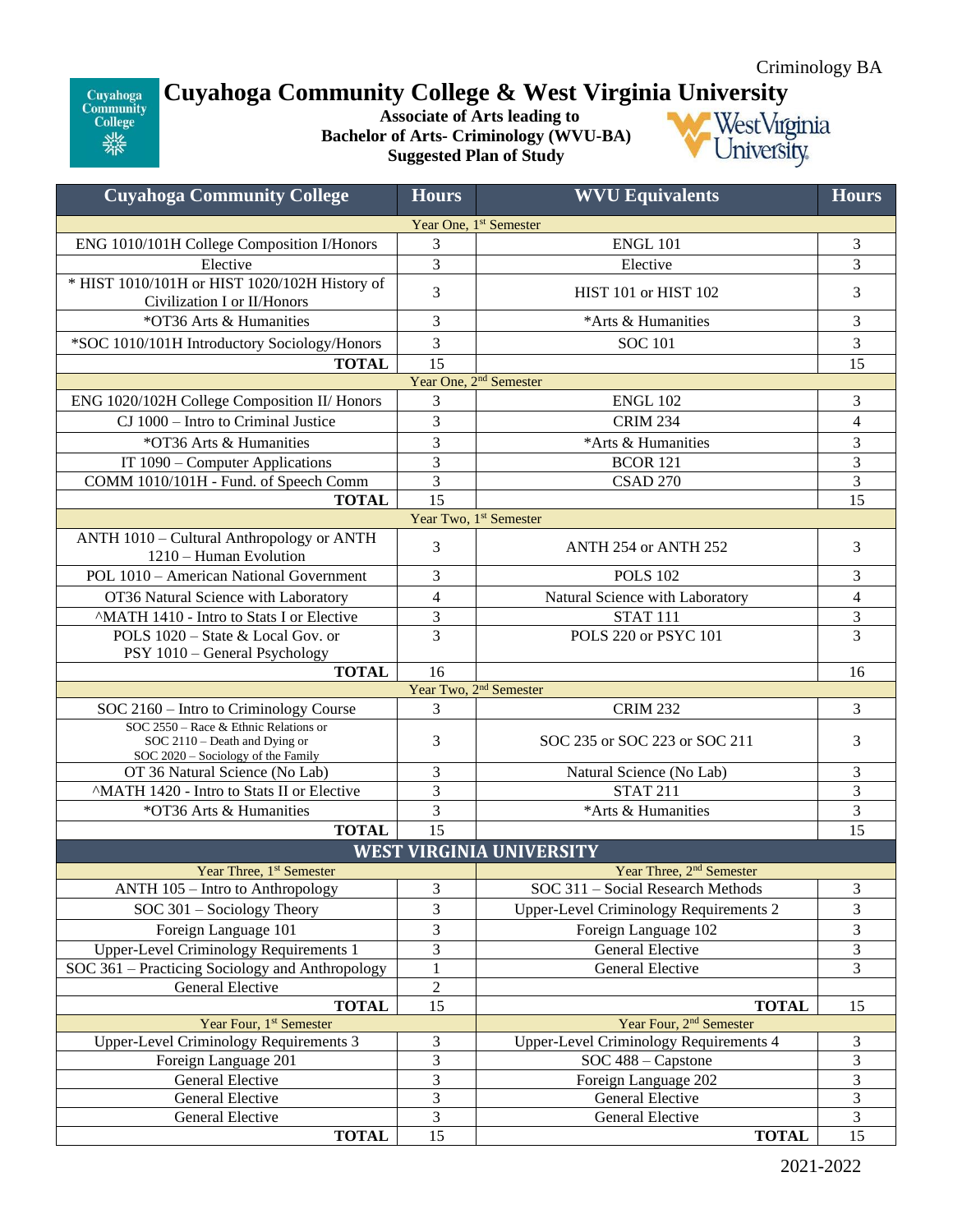Criminology BA

# Cuyahoga Community College & West Virginia University

**Associate of Arts leading to**
**Bachelor of Arts- Criminology (WVU-BA)**
**Suggested Plan of Study**

| Cuyahoga Community College | Hours | WVU Equivalents | Hours |
|---|---|---|---|
| Year One, 1st Semester | | | |
| ENG 1010/101H College Composition I/Honors | 3 | ENGL 101 | 3 |
| Elective | 3 | Elective | 3 |
| * HIST 1010/101H or HIST 1020/102H History of Civilization I or II/Honors | 3 | HIST 101 or HIST 102 | 3 |
| *OT36 Arts & Humanities | 3 | *Arts & Humanities | 3 |
| *SOC 1010/101H Introductory Sociology/Honors | 3 | SOC 101 | 3 |
| **TOTAL** | 15 | | 15 |
| Year One, 2nd Semester | | | |
| ENG 1020/102H College Composition II/ Honors | 3 | ENGL 102 | 3 |
| CJ 1000 – Intro to Criminal Justice | 3 | CRIM 234 | 4 |
| *OT36 Arts & Humanities | 3 | *Arts & Humanities | 3 |
| IT 1090 – Computer Applications | 3 | BCOR 121 | 3 |
| COMM 1010/101H - Fund. of Speech Comm | 3 | CSAD 270 | 3 |
| **TOTAL** | 15 | | 15 |
| Year Two, 1st Semester | | | |
| ANTH 1010 – Cultural Anthropology or ANTH 1210 – Human Evolution | 3 | ANTH 254 or ANTH 252 | 3 |
| POL 1010 – American National Government | 3 | POLS 102 | 3 |
| OT36 Natural Science with Laboratory | 4 | Natural Science with Laboratory | 4 |
| ^MATH 1410 - Intro to Stats I or Elective | 3 | STAT 111 | 3 |
| POLS 1020 – State & Local Gov. or PSY 1010 – General Psychology | 3 | POLS 220 or PSYC 101 | 3 |
| **TOTAL** | 16 | | 16 |
| Year Two, 2nd Semester | | | |
| SOC 2160 – Intro to Criminology Course | 3 | CRIM 232 | 3 |
| SOC 2550 – Race & Ethnic Relations or SOC 2110 – Death and Dying or SOC 2020 – Sociology of the Family | 3 | SOC 235 or SOC 223 or SOC 211 | 3 |
| OT 36 Natural Science (No Lab) | 3 | Natural Science (No Lab) | 3 |
| ^MATH 1420 - Intro to Stats II or Elective | 3 | STAT 211 | 3 |
| *OT36 Arts & Humanities | 3 | *Arts & Humanities | 3 |
| **TOTAL** | 15 | | 15 |

## WEST VIRGINIA UNIVERSITY

| Year Three, 1st Semester | | Year Three, 2nd Semester | |
|---|---|---|---|
| ANTH 105 – Intro to Anthropology | 3 | SOC 311 – Social Research Methods | 3 |
| SOC 301 – Sociology Theory | 3 | Upper-Level Criminology Requirements 2 | 3 |
| Foreign Language 101 | 3 | Foreign Language 102 | 3 |
| Upper-Level Criminology Requirements 1 | 3 | General Elective | 3 |
| SOC 361 – Practicing Sociology and Anthropology | 1 | General Elective | 3 |
| General Elective | 2 | | |
| **TOTAL** | 15 | **TOTAL** | 15 |
| Year Four, 1st Semester | | Year Four, 2nd Semester | |
| Upper-Level Criminology Requirements 3 | 3 | Upper-Level Criminology Requirements 4 | 3 |
| Foreign Language 201 | 3 | SOC 488 – Capstone | 3 |
| General Elective | 3 | Foreign Language 202 | 3 |
| General Elective | 3 | General Elective | 3 |
| General Elective | 3 | General Elective | 3 |
| **TOTAL** | 15 | **TOTAL** | 15 |

2021-2022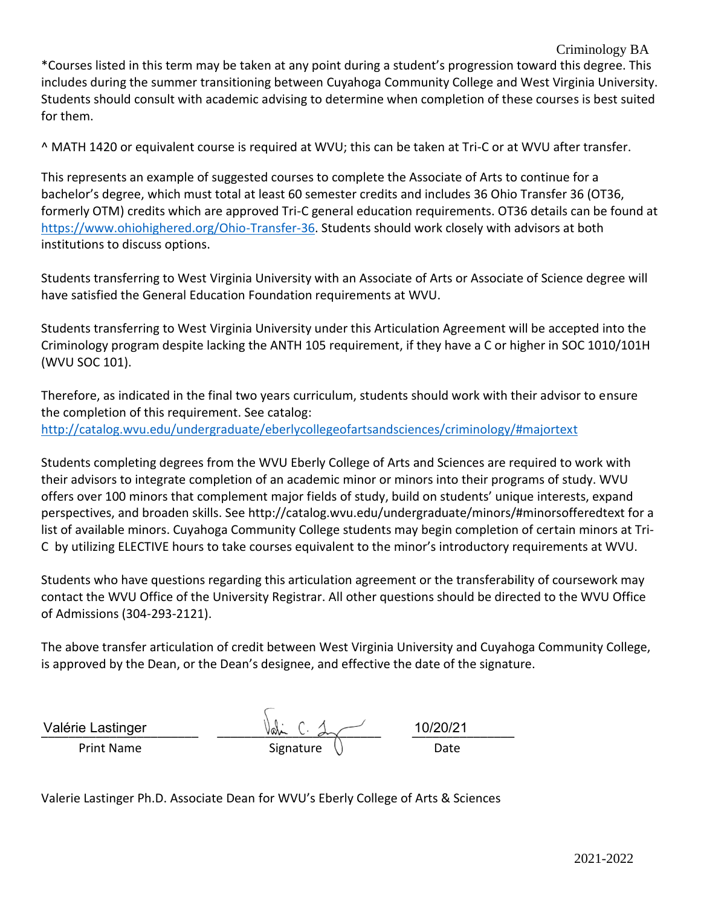*Courses listed in this term may be taken at any point during a student's progression toward this degree. This includes during the summer transitioning between Cuyahoga Community College and West Virginia University. Students should consult with academic advising to determine when completion of these courses is best suited for them.

^ MATH 1420 or equivalent course is required at WVU; this can be taken at Tri-C or at WVU after transfer.

This represents an example of suggested courses to complete the Associate of Arts to continue for a bachelor's degree, which must total at least 60 semester credits and includes 36 Ohio Transfer 36 (OT36, formerly OTM) credits which are approved Tri-C general education requirements. OT36 details can be found at https://www.ohiohighered.org/Ohio-Transfer-36. Students should work closely with advisors at both institutions to discuss options.

Students transferring to West Virginia University with an Associate of Arts or Associate of Science degree will have satisfied the General Education Foundation requirements at WVU.

Students transferring to West Virginia University under this Articulation Agreement will be accepted into the Criminology program despite lacking the ANTH 105 requirement, if they have a C or higher in SOC 1010/101H (WVU SOC 101).

Therefore, as indicated in the final two years curriculum, students should work with their advisor to ensure the completion of this requirement. See catalog: http://catalog.wvu.edu/undergraduate/eberlycollegeofartsandsciences/criminology/#majortext

Students completing degrees from the WVU Eberly College of Arts and Sciences are required to work with their advisors to integrate completion of an academic minor or minors into their programs of study. WVU offers over 100 minors that complement major fields of study, build on students' unique interests, expand perspectives, and broaden skills. See http://catalog.wvu.edu/undergraduate/minors/#minorsofferedtext for a list of available minors. Cuyahoga Community College students may begin completion of certain minors at Tri-C by utilizing ELECTIVE hours to take courses equivalent to the minor's introductory requirements at WVU.

Students who have questions regarding this articulation agreement or the transferability of coursework may contact the WVU Office of the University Registrar. All other questions should be directed to the WVU Office of Admissions (304-293-2121).

The above transfer articulation of credit between West Virginia University and Cuyahoga Community College, is approved by the Dean, or the Dean's designee, and effective the date of the signature.

| Valérie Lastinger | Vali C. L | 10/20/21 |
|---|---|---|
| Print Name | Signature | Date |

Valerie Lastinger Ph.D. Associate Dean for WVU's Eberly College of Arts & Sciences

2021-2022